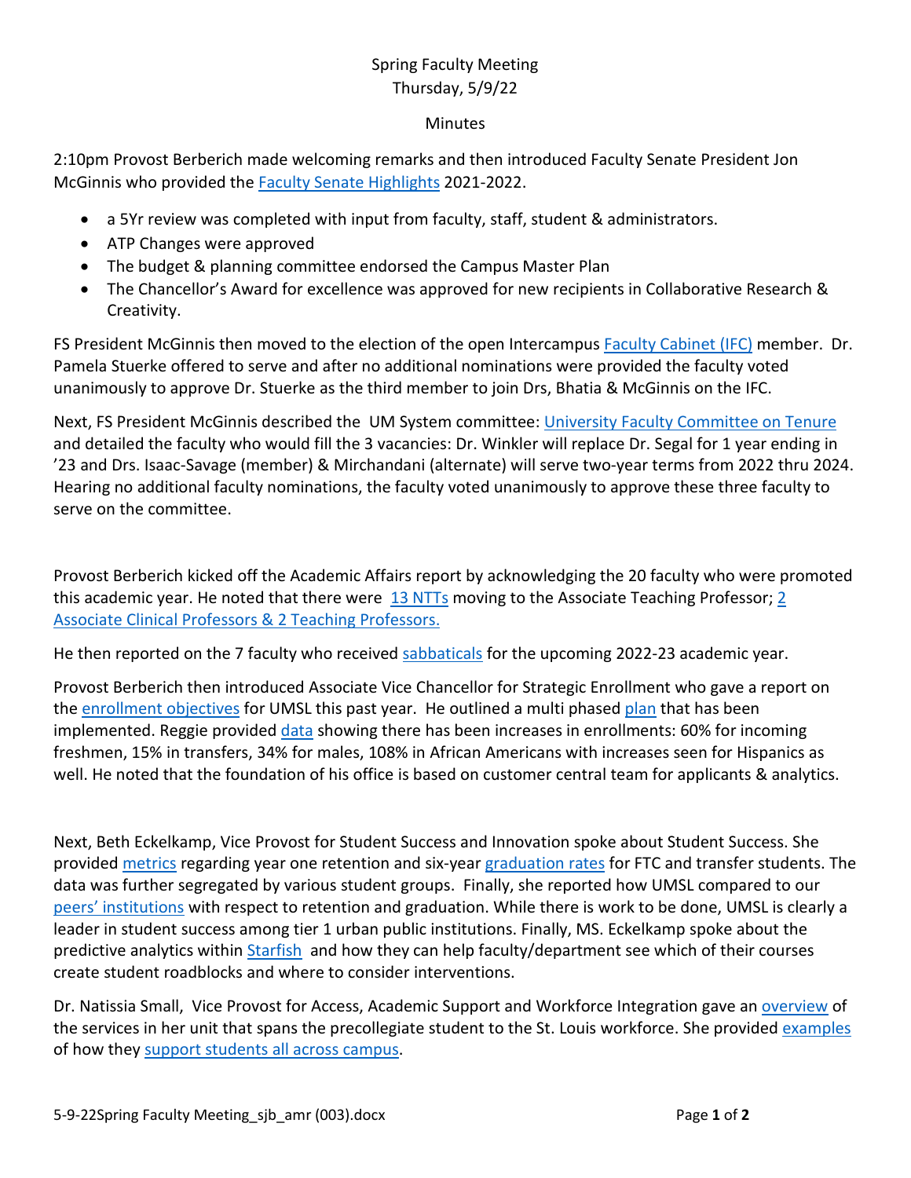Spring Faculty Meeting
Thursday, 5/9/22

Minutes

2:10pm Provost Berberich made welcoming remarks and then introduced Faculty Senate President Jon McGinnis who provided the Faculty Senate Highlights 2021-2022.

- a 5Yr review was completed with input from faculty, staff, student & administrators.
- ATP Changes were approved
- The budget & planning committee endorsed the Campus Master Plan
- The Chancellor's Award for excellence was approved for new recipients in Collaborative Research & Creativity.

FS President McGinnis then moved to the election of the open Intercampus Faculty Cabinet (IFC) member. Dr. Pamela Stuerke offered to serve and after no additional nominations were provided the faculty voted unanimously to approve Dr. Stuerke as the third member to join Drs, Bhatia & McGinnis on the IFC.

Next, FS President McGinnis described the UM System committee: University Faculty Committee on Tenure and detailed the faculty who would fill the 3 vacancies: Dr. Winkler will replace Dr. Segal for 1 year ending in '23 and Drs. Isaac-Savage (member) & Mirchandani (alternate) will serve two-year terms from 2022 thru 2024. Hearing no additional faculty nominations, the faculty voted unanimously to approve these three faculty to serve on the committee.

Provost Berberich kicked off the Academic Affairs report by acknowledging the 20 faculty who were promoted this academic year. He noted that there were 13 NTTs moving to the Associate Teaching Professor; 2 Associate Clinical Professors & 2 Teaching Professors.

He then reported on the 7 faculty who received sabbaticals for the upcoming 2022-23 academic year.

Provost Berberich then introduced Associate Vice Chancellor for Strategic Enrollment who gave a report on the enrollment objectives for UMSL this past year. He outlined a multi phased plan that has been implemented. Reggie provided data showing there has been increases in enrollments: 60% for incoming freshmen, 15% in transfers, 34% for males, 108% in African Americans with increases seen for Hispanics as well. He noted that the foundation of his office is based on customer central team for applicants & analytics.

Next, Beth Eckelkamp, Vice Provost for Student Success and Innovation spoke about Student Success. She provided metrics regarding year one retention and six-year graduation rates for FTC and transfer students. The data was further segregated by various student groups. Finally, she reported how UMSL compared to our peers' institutions with respect to retention and graduation. While there is work to be done, UMSL is clearly a leader in student success among tier 1 urban public institutions. Finally, MS. Eckelkamp spoke about the predictive analytics within Starfish and how they can help faculty/department see which of their courses create student roadblocks and where to consider interventions.

Dr. Natissia Small, Vice Provost for Access, Academic Support and Workforce Integration gave an overview of the services in her unit that spans the precollegiate student to the St. Louis workforce. She provided examples of how they support students all across campus.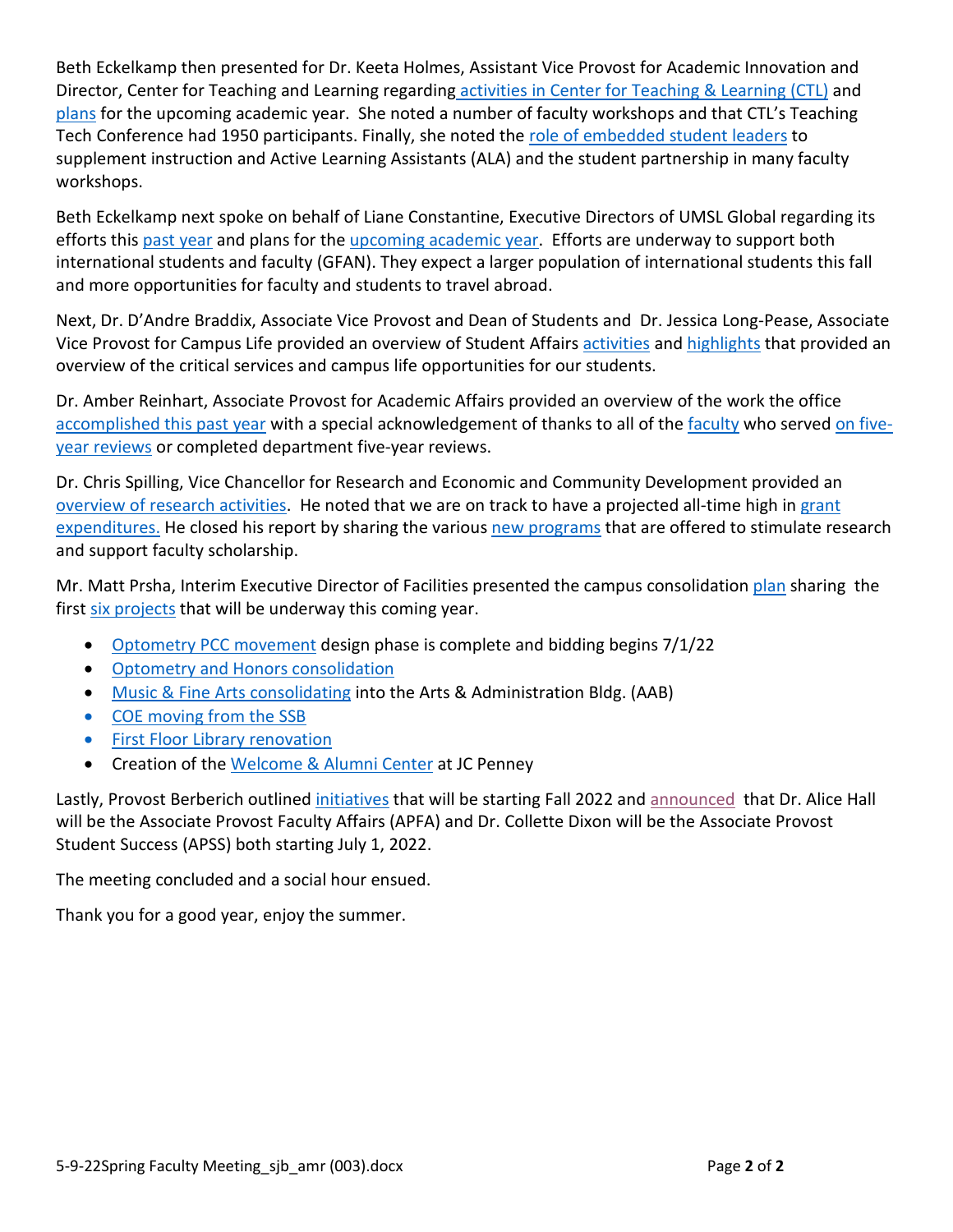Beth Eckelkamp then presented for Dr. Keeta Holmes, Assistant Vice Provost for Academic Innovation and Director, Center for Teaching and Learning regarding activities in Center for Teaching & Learning (CTL) and plans for the upcoming academic year. She noted a number of faculty workshops and that CTL's Teaching Tech Conference had 1950 participants. Finally, she noted the role of embedded student leaders to supplement instruction and Active Learning Assistants (ALA) and the student partnership in many faculty workshops.

Beth Eckelkamp next spoke on behalf of Liane Constantine, Executive Directors of UMSL Global regarding its efforts this past year and plans for the upcoming academic year. Efforts are underway to support both international students and faculty (GFAN). They expect a larger population of international students this fall and more opportunities for faculty and students to travel abroad.

Next, Dr. D'Andre Braddix, Associate Vice Provost and Dean of Students and Dr. Jessica Long-Pease, Associate Vice Provost for Campus Life provided an overview of Student Affairs activities and highlights that provided an overview of the critical services and campus life opportunities for our students.

Dr. Amber Reinhart, Associate Provost for Academic Affairs provided an overview of the work the office accomplished this past year with a special acknowledgement of thanks to all of the faculty who served on five-year reviews or completed department five-year reviews.

Dr. Chris Spilling, Vice Chancellor for Research and Economic and Community Development provided an overview of research activities. He noted that we are on track to have a projected all-time high in grant expenditures. He closed his report by sharing the various new programs that are offered to stimulate research and support faculty scholarship.

Mr. Matt Prsha, Interim Executive Director of Facilities presented the campus consolidation plan sharing the first six projects that will be underway this coming year.

- Optometry PCC movement design phase is complete and bidding begins 7/1/22
- Optometry and Honors consolidation
- Music & Fine Arts consolidating into the Arts & Administration Bldg. (AAB)
- COE moving from the SSB
- First Floor Library renovation
- Creation of the Welcome & Alumni Center at JC Penney

Lastly, Provost Berberich outlined initiatives that will be starting Fall 2022 and announced that Dr. Alice Hall will be the Associate Provost Faculty Affairs (APFA) and Dr. Collette Dixon will be the Associate Provost Student Success (APSS) both starting July 1, 2022.

The meeting concluded and a social hour ensued.

Thank you for a good year, enjoy the summer.